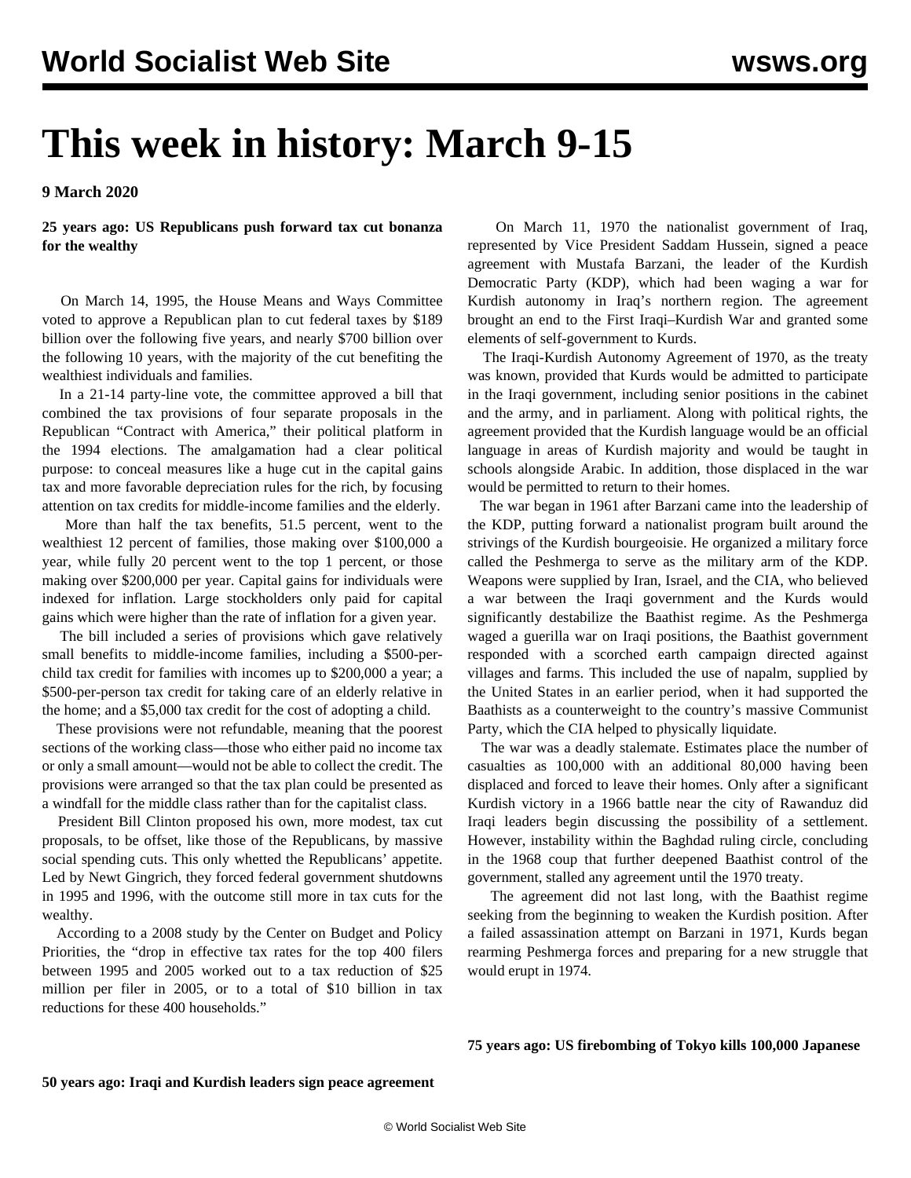# This week in history: March 9-15

**9 March 2020**

**25 years ago: US Republicans push forward tax cut bonanza for the wealthy**

On March 14, 1995, the House Means and Ways Committee voted to approve a Republican plan to cut federal taxes by $189 billion over the following five years, and nearly $700 billion over the following 10 years, with the majority of the cut benefiting the wealthiest individuals and families.

In a 21-14 party-line vote, the committee approved a bill that combined the tax provisions of four separate proposals in the Republican "Contract with America," their political platform in the 1994 elections. The amalgamation had a clear political purpose: to conceal measures like a huge cut in the capital gains tax and more favorable depreciation rules for the rich, by focusing attention on tax credits for middle-income families and the elderly.

More than half the tax benefits, 51.5 percent, went to the wealthiest 12 percent of families, those making over $100,000 a year, while fully 20 percent went to the top 1 percent, or those making over $200,000 per year. Capital gains for individuals were indexed for inflation. Large stockholders only paid for capital gains which were higher than the rate of inflation for a given year.

The bill included a series of provisions which gave relatively small benefits to middle-income families, including a $500-per-child tax credit for families with incomes up to $200,000 a year; a $500-per-person tax credit for taking care of an elderly relative in the home; and a $5,000 tax credit for the cost of adopting a child.

These provisions were not refundable, meaning that the poorest sections of the working class—those who either paid no income tax or only a small amount—would not be able to collect the credit. The provisions were arranged so that the tax plan could be presented as a windfall for the middle class rather than for the capitalist class.

President Bill Clinton proposed his own, more modest, tax cut proposals, to be offset, like those of the Republicans, by massive social spending cuts. This only whetted the Republicans' appetite. Led by Newt Gingrich, they forced federal government shutdowns in 1995 and 1996, with the outcome still more in tax cuts for the wealthy.

According to a 2008 study by the Center on Budget and Policy Priorities, the "drop in effective tax rates for the top 400 filers between 1995 and 2005 worked out to a tax reduction of $25 million per filer in 2005, or to a total of $10 billion in tax reductions for these 400 households."

**50 years ago: Iraqi and Kurdish leaders sign peace agreement**

On March 11, 1970 the nationalist government of Iraq, represented by Vice President Saddam Hussein, signed a peace agreement with Mustafa Barzani, the leader of the Kurdish Democratic Party (KDP), which had been waging a war for Kurdish autonomy in Iraq's northern region. The agreement brought an end to the First Iraqi–Kurdish War and granted some elements of self-government to Kurds.

The Iraqi-Kurdish Autonomy Agreement of 1970, as the treaty was known, provided that Kurds would be admitted to participate in the Iraqi government, including senior positions in the cabinet and the army, and in parliament. Along with political rights, the agreement provided that the Kurdish language would be an official language in areas of Kurdish majority and would be taught in schools alongside Arabic. In addition, those displaced in the war would be permitted to return to their homes.

The war began in 1961 after Barzani came into the leadership of the KDP, putting forward a nationalist program built around the strivings of the Kurdish bourgeoisie. He organized a military force called the Peshmerga to serve as the military arm of the KDP. Weapons were supplied by Iran, Israel, and the CIA, who believed a war between the Iraqi government and the Kurds would significantly destabilize the Baathist regime. As the Peshmerga waged a guerilla war on Iraqi positions, the Baathist government responded with a scorched earth campaign directed against villages and farms. This included the use of napalm, supplied by the United States in an earlier period, when it had supported the Baathists as a counterweight to the country's massive Communist Party, which the CIA helped to physically liquidate.

The war was a deadly stalemate. Estimates place the number of casualties as 100,000 with an additional 80,000 having been displaced and forced to leave their homes. Only after a significant Kurdish victory in a 1966 battle near the city of Rawanduz did Iraqi leaders begin discussing the possibility of a settlement. However, instability within the Baghdad ruling circle, concluding in the 1968 coup that further deepened Baathist control of the government, stalled any agreement until the 1970 treaty.

The agreement did not last long, with the Baathist regime seeking from the beginning to weaken the Kurdish position. After a failed assassination attempt on Barzani in 1971, Kurds began rearming Peshmerga forces and preparing for a new struggle that would erupt in 1974.

**75 years ago: US firebombing of Tokyo kills 100,000 Japanese**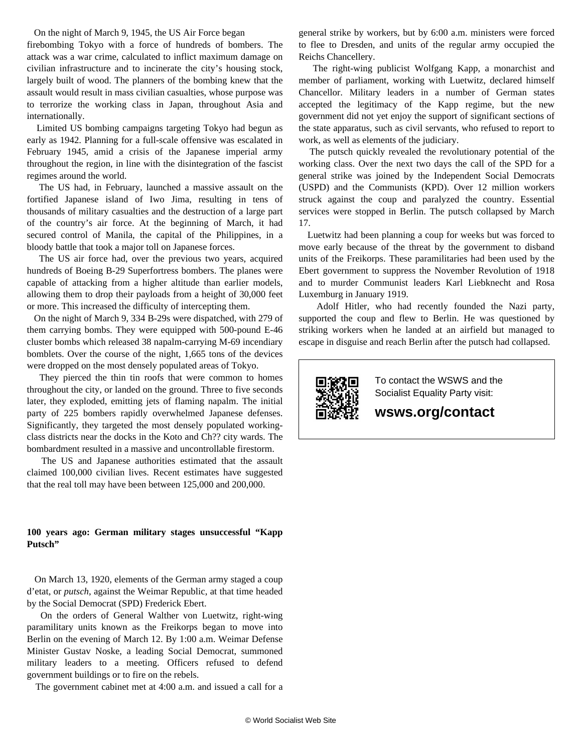On the night of March 9, 1945, the US Air Force began firebombing Tokyo with a force of hundreds of bombers. The attack was a war crime, calculated to inflict maximum damage on civilian infrastructure and to incinerate the city's housing stock, largely built of wood. The planners of the bombing knew that the assault would result in mass civilian casualties, whose purpose was to terrorize the working class in Japan, throughout Asia and internationally.

Limited US bombing campaigns targeting Tokyo had begun as early as 1942. Planning for a full-scale offensive was escalated in February 1945, amid a crisis of the Japanese imperial army throughout the region, in line with the disintegration of the fascist regimes around the world.

The US had, in February, launched a massive assault on the fortified Japanese island of Iwo Jima, resulting in tens of thousands of military casualties and the destruction of a large part of the country's air force. At the beginning of March, it had secured control of Manila, the capital of the Philippines, in a bloody battle that took a major toll on Japanese forces.

The US air force had, over the previous two years, acquired hundreds of Boeing B-29 Superfortress bombers. The planes were capable of attacking from a higher altitude than earlier models, allowing them to drop their payloads from a height of 30,000 feet or more. This increased the difficulty of intercepting them.

On the night of March 9, 334 B-29s were dispatched, with 279 of them carrying bombs. They were equipped with 500-pound E-46 cluster bombs which released 38 napalm-carrying M-69 incendiary bomblets. Over the course of the night, 1,665 tons of the devices were dropped on the most densely populated areas of Tokyo.

They pierced the thin tin roofs that were common to homes throughout the city, or landed on the ground. Three to five seconds later, they exploded, emitting jets of flaming napalm. The initial party of 225 bombers rapidly overwhelmed Japanese defenses. Significantly, they targeted the most densely populated working-class districts near the docks in the Koto and Ch?? city wards. The bombardment resulted in a massive and uncontrollable firestorm.

The US and Japanese authorities estimated that the assault claimed 100,000 civilian lives. Recent estimates have suggested that the real toll may have been between 125,000 and 200,000.

**100 years ago: German military stages unsuccessful "Kapp Putsch"**

On March 13, 1920, elements of the German army staged a coup d'etat, or *putsch*, against the Weimar Republic, at that time headed by the Social Democrat (SPD) Frederick Ebert.

On the orders of General Walther von Luetwitz, right-wing paramilitary units known as the Freikorps began to move into Berlin on the evening of March 12. By 1:00 a.m. Weimar Defense Minister Gustav Noske, a leading Social Democrat, summoned military leaders to a meeting. Officers refused to defend government buildings or to fire on the rebels.

The government cabinet met at 4:00 a.m. and issued a call for a general strike by workers, but by 6:00 a.m. ministers were forced to flee to Dresden, and units of the regular army occupied the Reichs Chancellery.

The right-wing publicist Wolfgang Kapp, a monarchist and member of parliament, working with Luetwitz, declared himself Chancellor. Military leaders in a number of German states accepted the legitimacy of the Kapp regime, but the new government did not yet enjoy the support of significant sections of the state apparatus, such as civil servants, who refused to report to work, as well as elements of the judiciary.

The putsch quickly revealed the revolutionary potential of the working class. Over the next two days the call of the SPD for a general strike was joined by the Independent Social Democrats (USPD) and the Communists (KPD). Over 12 million workers struck against the coup and paralyzed the country. Essential services were stopped in Berlin. The putsch collapsed by March 17.

Luetwitz had been planning a coup for weeks but was forced to move early because of the threat by the government to disband units of the Freikorps. These paramilitaries had been used by the Ebert government to suppress the November Revolution of 1918 and to murder Communist leaders Karl Liebknecht and Rosa Luxemburg in January 1919.

Adolf Hitler, who had recently founded the Nazi party, supported the coup and flew to Berlin. He was questioned by striking workers when he landed at an airfield but managed to escape in disguise and reach Berlin after the putsch had collapsed.

To contact the WSWS and the Socialist Equality Party visit:

**wsws.org/contact**